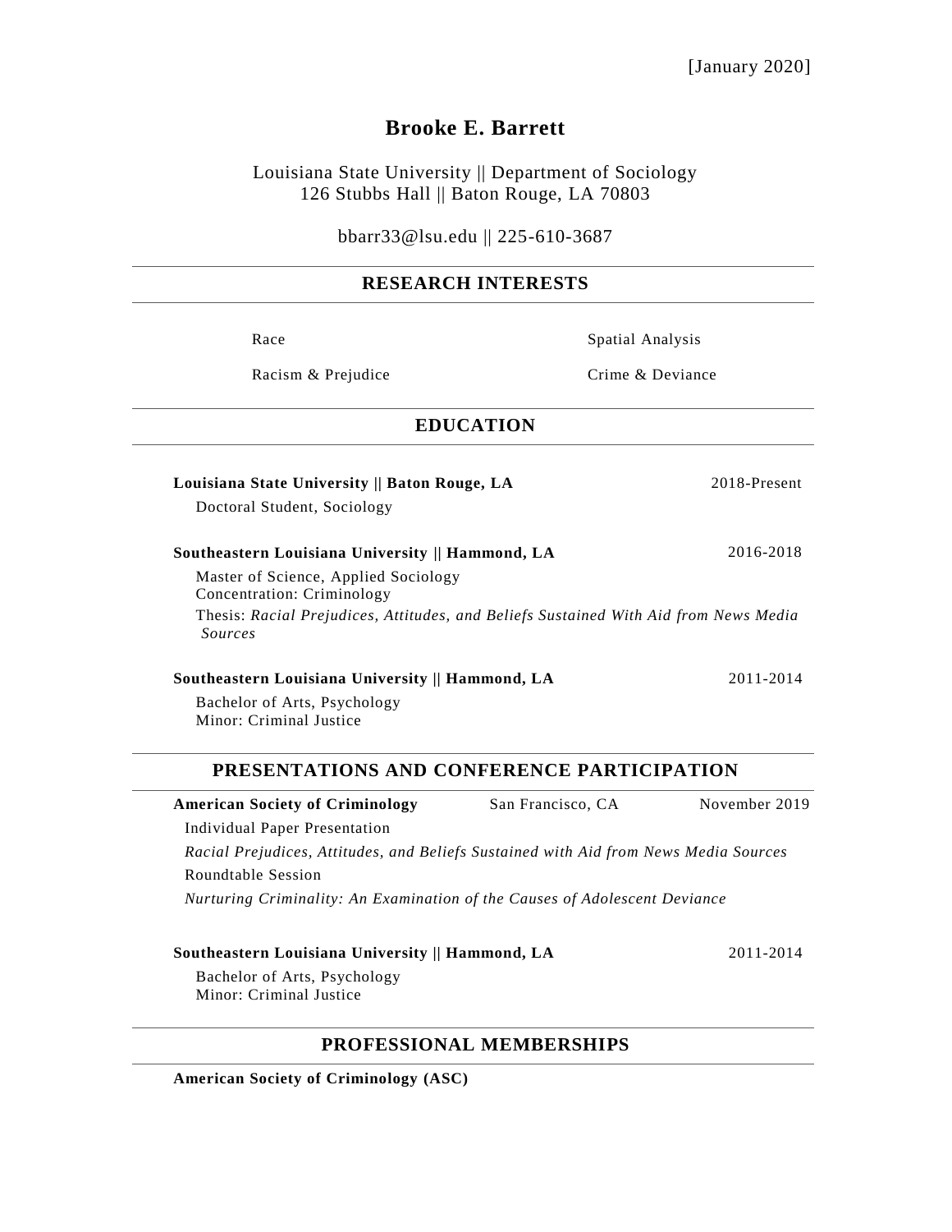[January 2020]

# Brooke E. Barrett

Louisiana State University || Department of Sociology
126 Stubbs Hall || Baton Rouge, LA 70803

bbarr33@lsu.edu || 225-610-3687

## RESEARCH INTERESTS

- Race
- Racism & Prejudice
- Spatial Analysis
- Crime & Deviance

## EDUCATION

**Louisiana State University || Baton Rouge, LA** 2018-Present
Doctoral Student, Sociology

**Southeastern Louisiana University || Hammond, LA** 2016-2018
Master of Science, Applied Sociology
Concentration: Criminology
Thesis: *Racial Prejudices, Attitudes, and Beliefs Sustained With Aid from News Media Sources*

**Southeastern Louisiana University || Hammond, LA** 2011-2014
Bachelor of Arts, Psychology
Minor: Criminal Justice

## PRESENTATIONS AND CONFERENCE PARTICIPATION

**American Society of Criminology** San Francisco, CA November 2019
Individual Paper Presentation
*Racial Prejudices, Attitudes, and Beliefs Sustained with Aid from News Media Sources*
Roundtable Session
*Nurturing Criminality: An Examination of the Causes of Adolescent Deviance*

**Southeastern Louisiana University || Hammond, LA** 2011-2014
Bachelor of Arts, Psychology
Minor: Criminal Justice

## PROFESSIONAL MEMBERSHIPS

**American Society of Criminology (ASC)**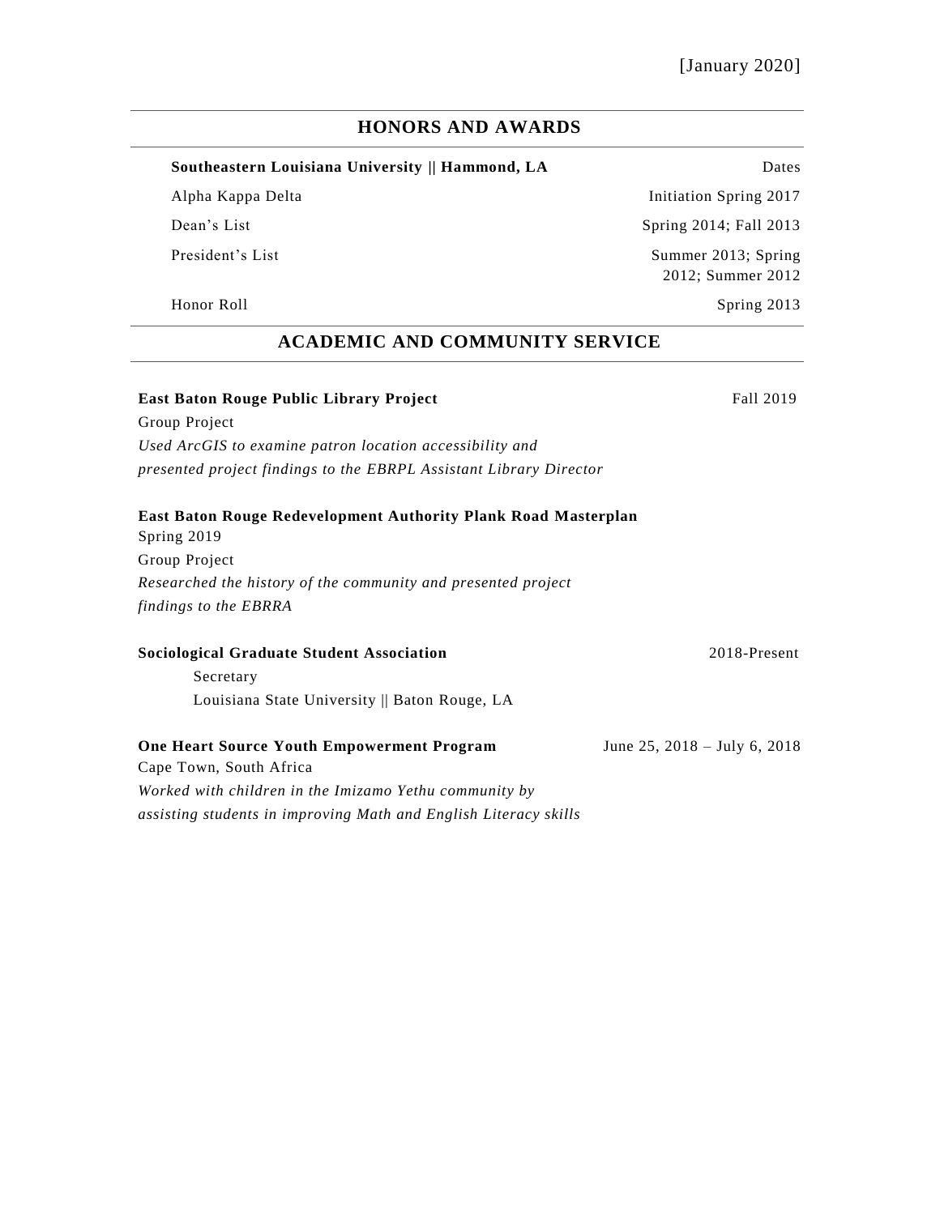[January 2020]

## HONORS AND AWARDS

| **Southeastern Louisiana University \|\| Hammond, LA** | Dates |
|---|---|
| Alpha Kappa Delta | Initiation Spring 2017 |
| Dean's List | Spring 2014; Fall 2013 |
| President's List | Summer 2013; Spring 2012; Summer 2012 |
| Honor Roll | Spring 2013 |

## ACADEMIC AND COMMUNITY SERVICE

**East Baton Rouge Public Library Project** — Fall 2019

Group Project

*Used ArcGIS to examine patron location accessibility and presented project findings to the EBRPL Assistant Library Director*

**East Baton Rouge Redevelopment Authority Plank Road Masterplan**

Spring 2019

Group Project

*Researched the history of the community and presented project findings to the EBRRA*

**Sociological Graduate Student Association** — 2018-Present

Secretary

Louisiana State University || Baton Rouge, LA

**One Heart Source Youth Empowerment Program** — June 25, 2018 – July 6, 2018

Cape Town, South Africa

*Worked with children in the Imizamo Yethu community by assisting students in improving Math and English Literacy skills*